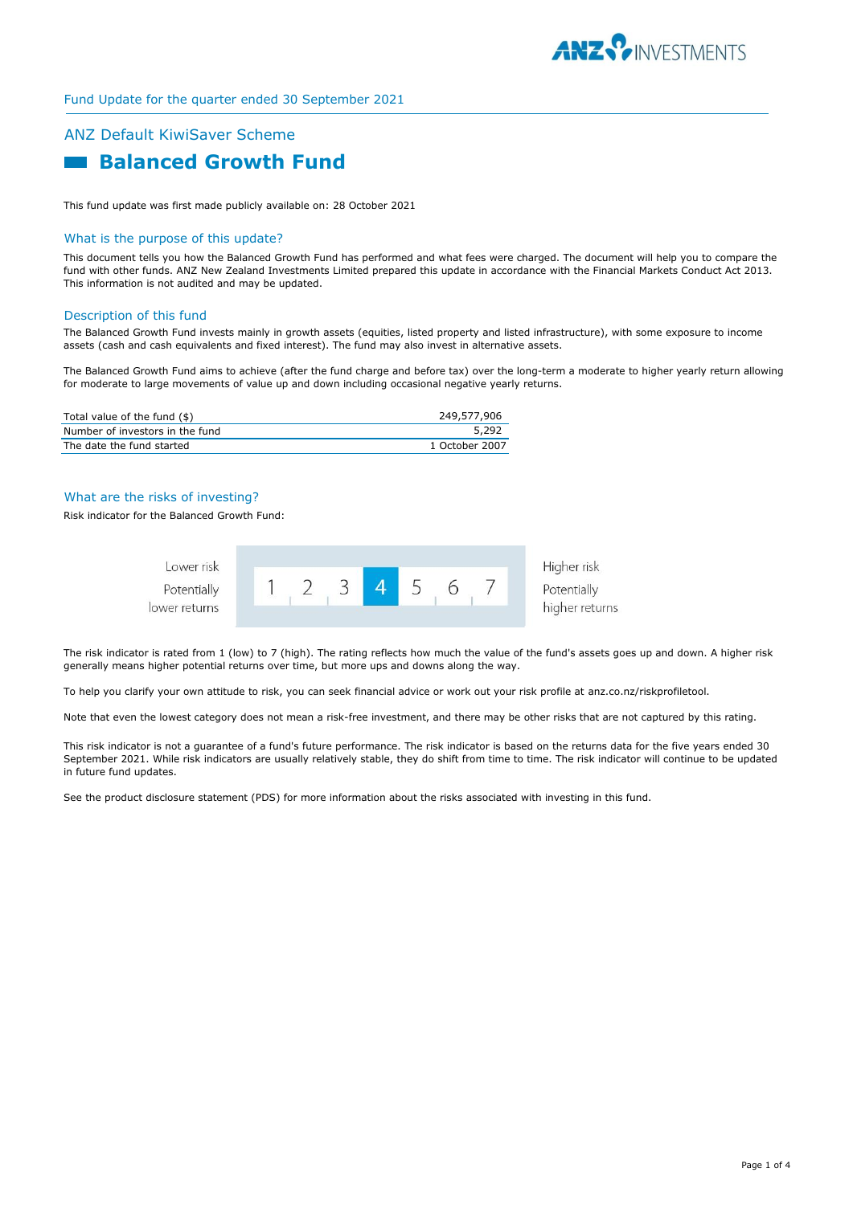Fund Update for the quarter ended 30 September 2021

## ANZ Default KiwiSaver Scheme

# Balanced Growth Fund

This fund update was first made publicly available on: 28 October 2021

## What is the purpose of this update?

This document tells you how the Balanced Growth Fund has performed and what fees were charged. The document will help you to compare the fund with other funds. ANZ New Zealand Investments Limited prepared this update in accordance with the Financial Markets Conduct Act 2013. This information is not audited and may be updated.

## Description of this fund

The Balanced Growth Fund invests mainly in growth assets (equities, listed property and listed infrastructure), with some exposure to income assets (cash and cash equivalents and fixed interest). The fund may also invest in alternative assets.

The Balanced Growth Fund aims to achieve (after the fund charge and before tax) over the long-term a moderate to higher yearly return allowing for moderate to large movements of value up and down including occasional negative yearly returns.

| | |
|---|---|
| Total value of the fund ($) | 249,577,906 |
| Number of investors in the fund | 5,292 |
| The date the fund started | 1 October 2007 |

## What are the risks of investing?

Risk indicator for the Balanced Growth Fund:

| Lower risk<br>Potentially lower returns | 1 | 2 | 3 | **4** | 5 | 6 | 7 | Higher risk<br>Potentially higher returns |
|---|---|---|---|---|---|---|---|---|

The risk indicator is rated from 1 (low) to 7 (high). The rating reflects how much the value of the fund's assets goes up and down. A higher risk generally means higher potential returns over time, but more ups and downs along the way.

To help you clarify your own attitude to risk, you can seek financial advice or work out your risk profile at anz.co.nz/riskprofiletool.

Note that even the lowest category does not mean a risk-free investment, and there may be other risks that are not captured by this rating.

This risk indicator is not a guarantee of a fund's future performance. The risk indicator is based on the returns data for the five years ended 30 September 2021. While risk indicators are usually relatively stable, they do shift from time to time. The risk indicator will continue to be updated in future fund updates.

See the product disclosure statement (PDS) for more information about the risks associated with investing in this fund.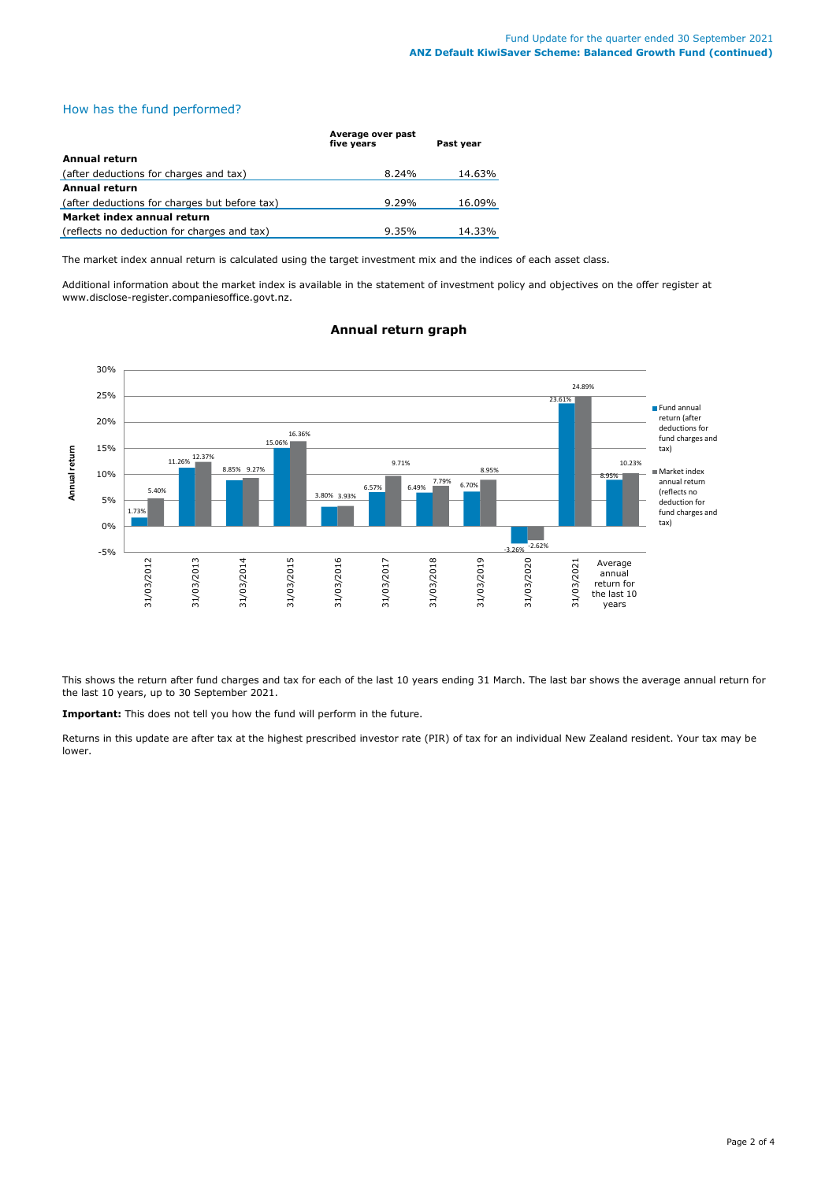## How has the fund performed?

| | Average over past five years | Past year |
|---|---|---|
| **Annual return** | | |
| (after deductions for charges and tax) | 8.24% | 14.63% |
| **Annual return** | | |
| (after deductions for charges but before tax) | 9.29% | 16.09% |
| **Market index annual return** | | |
| (reflects no deduction for charges and tax) | 9.35% | 14.33% |

The market index annual return is calculated using the target investment mix and the indices of each asset class.

Additional information about the market index is available in the statement of investment policy and objectives on the offer register at www.disclose-register.companiesoffice.govt.nz.

### Annual return graph

| Year | Fund annual return (after deductions for fund charges and tax) | Market index annual return (reflects no deduction for fund charges and tax) |
|---|---|---|
| 31/03/2012 | 1.73% | 5.40% |
| 31/03/2013 | 11.26% | 12.37% |
| 31/03/2014 | 8.85% | 9.27% |
| 31/03/2015 | 15.06% | 16.36% |
| 31/03/2016 | 3.80% | 3.93% |
| 31/03/2017 | 6.57% | 9.71% |
| 31/03/2018 | 6.49% | 7.79% |
| 31/03/2019 | 6.70% | 8.95% |
| 31/03/2020 | -3.26% | -2.62% |
| 31/03/2021 | 23.61% | 24.89% |
| Average annual return for the last 10 years | 8.95% | 10.23% |

This shows the return after fund charges and tax for each of the last 10 years ending 31 March. The last bar shows the average annual return for the last 10 years, up to 30 September 2021.

**Important:** This does not tell you how the fund will perform in the future.

Returns in this update are after tax at the highest prescribed investor rate (PIR) of tax for an individual New Zealand resident. Your tax may be lower.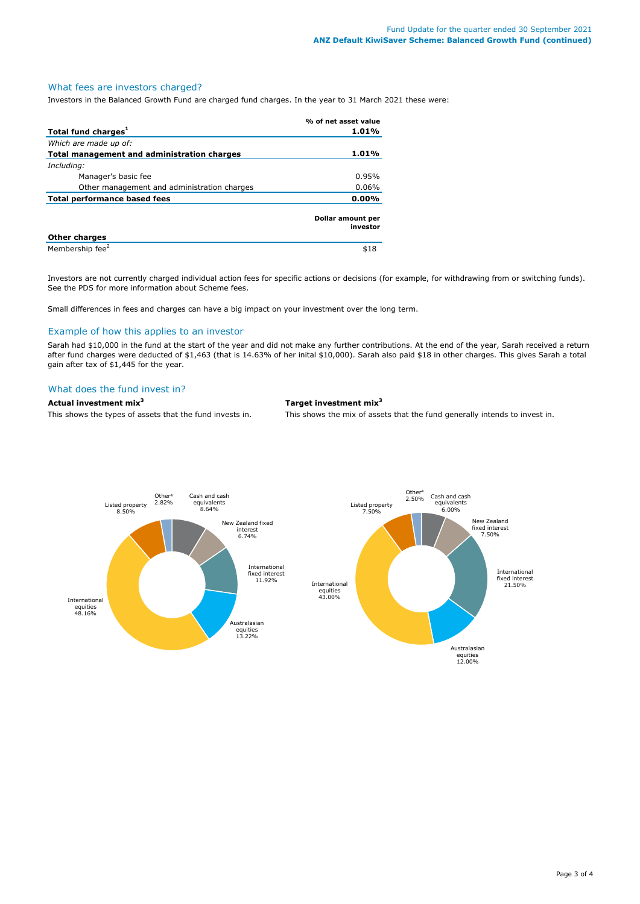## What fees are investors charged?

Investors in the Balanced Growth Fund are charged fund charges. In the year to 31 March 2021 these were:

| | % of net asset value |
|---|---|
| **Total fund charges[1]** | **1.01%** |
| *Which are made up of:* | |
| **Total management and administration charges** | **1.01%** |
| *Including:* | |
| Manager's basic fee | 0.95% |
| Other management and administration charges | 0.06% |
| **Total performance based fees** | **0.00%** |

| **Other charges** | **Dollar amount per investor** |
|---|---|
| Membership fee[2] | $18 |

Investors are not currently charged individual action fees for specific actions or decisions (for example, for withdrawing from or switching funds). See the PDS for more information about Scheme fees.

Small differences in fees and charges can have a big impact on your investment over the long term.

## Example of how this applies to an investor

Sarah had $10,000 in the fund at the start of the year and did not make any further contributions. At the end of the year, Sarah received a return after fund charges were deducted of $1,463 (that is 14.63% of her inital $10,000). Sarah also paid $18 in other charges. This gives Sarah a total gain after tax of $1,445 for the year.

## What does the fund invest in?

**Actual investment mix[3]**

This shows the types of assets that the fund invests in.

| Asset class | Actual |
|---|---|
| Cash and cash equivalents | 8.64% |
| New Zealand fixed interest | 6.74% |
| International fixed interest | 11.92% |
| Australasian equities | 13.22% |
| International equities | 48.16% |
| Listed property | 8.50% |
| Other[4] | 2.82% |

**Target investment mix[3]**

This shows the mix of assets that the fund generally intends to invest in.

| Asset class | Target |
|---|---|
| Cash and cash equivalents | 6.00% |
| New Zealand fixed interest | 7.50% |
| International fixed interest | 21.50% |
| Australasian equities | 12.00% |
| International equities | 43.00% |
| Listed property | 7.50% |
| Other[4] | 2.50% |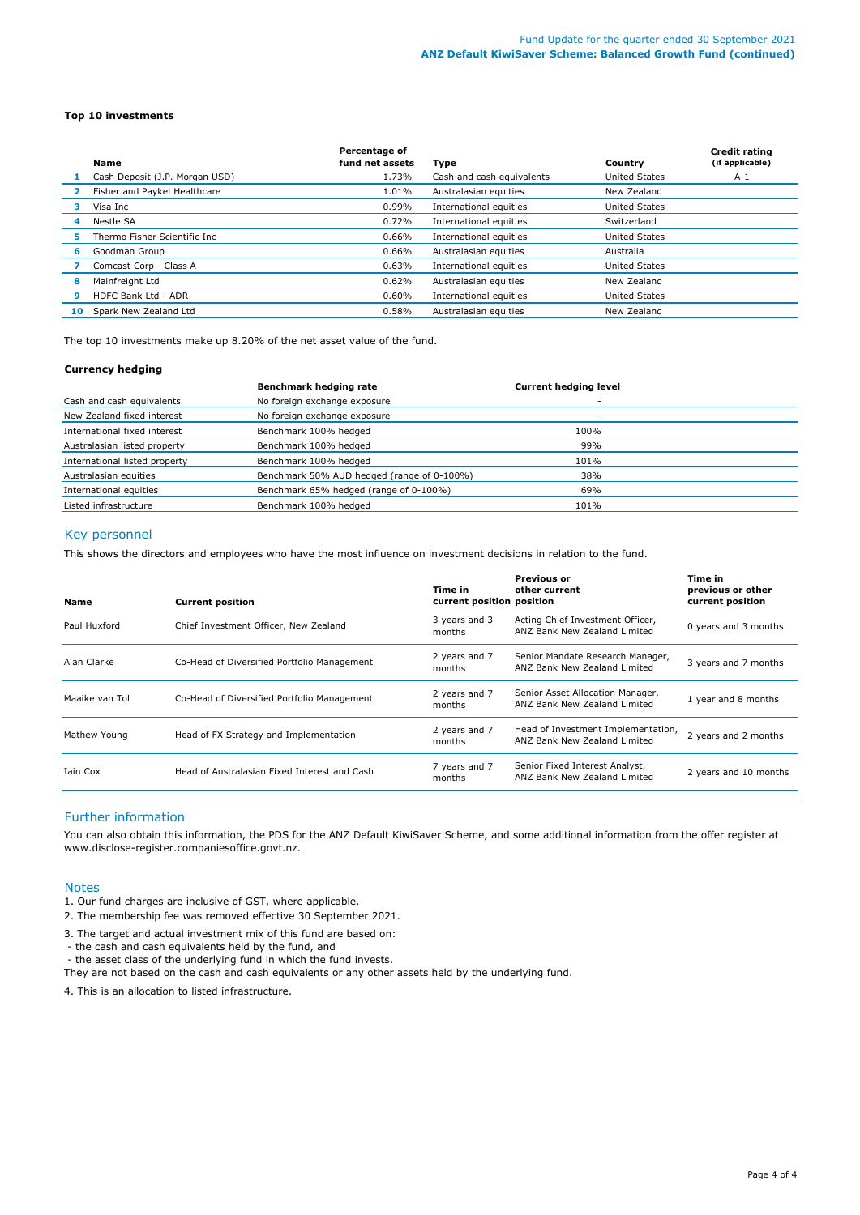### Top 10 investments

| | Name | Percentage of fund net assets | Type | Country | Credit rating (if applicable) |
|---|---|---|---|---|---|
| 1 | Cash Deposit (J.P. Morgan USD) | 1.73% | Cash and cash equivalents | United States | A-1 |
| 2 | Fisher and Paykel Healthcare | 1.01% | Australasian equities | New Zealand | |
| 3 | Visa Inc | 0.99% | International equities | United States | |
| 4 | Nestle SA | 0.72% | International equities | Switzerland | |
| 5 | Thermo Fisher Scientific Inc | 0.66% | International equities | United States | |
| 6 | Goodman Group | 0.66% | Australasian equities | Australia | |
| 7 | Comcast Corp - Class A | 0.63% | International equities | United States | |
| 8 | Mainfreight Ltd | 0.62% | Australasian equities | New Zealand | |
| 9 | HDFC Bank Ltd - ADR | 0.60% | International equities | United States | |
| 10 | Spark New Zealand Ltd | 0.58% | Australasian equities | New Zealand | |

The top 10 investments make up 8.20% of the net asset value of the fund.

### Currency hedging

| | Benchmark hedging rate | Current hedging level |
|---|---|---|
| Cash and cash equivalents | No foreign exchange exposure | - |
| New Zealand fixed interest | No foreign exchange exposure | - |
| International fixed interest | Benchmark 100% hedged | 100% |
| Australasian listed property | Benchmark 100% hedged | 99% |
| International listed property | Benchmark 100% hedged | 101% |
| Australasian equities | Benchmark 50% AUD hedged (range of 0-100%) | 38% |
| International equities | Benchmark 65% hedged (range of 0-100%) | 69% |
| Listed infrastructure | Benchmark 100% hedged | 101% |

## Key personnel

This shows the directors and employees who have the most influence on investment decisions in relation to the fund.

| Name | Current position | Time in current position | Previous or other current position | Time in previous or other current position |
|---|---|---|---|---|
| Paul Huxford | Chief Investment Officer, New Zealand | 3 years and 3 months | Acting Chief Investment Officer, ANZ Bank New Zealand Limited | 0 years and 3 months |
| Alan Clarke | Co-Head of Diversified Portfolio Management | 2 years and 7 months | Senior Mandate Research Manager, ANZ Bank New Zealand Limited | 3 years and 7 months |
| Maaike van Tol | Co-Head of Diversified Portfolio Management | 2 years and 7 months | Senior Asset Allocation Manager, ANZ Bank New Zealand Limited | 1 year and 8 months |
| Mathew Young | Head of FX Strategy and Implementation | 2 years and 7 months | Head of Investment Implementation, ANZ Bank New Zealand Limited | 2 years and 2 months |
| Iain Cox | Head of Australasian Fixed Interest and Cash | 7 years and 7 months | Senior Fixed Interest Analyst, ANZ Bank New Zealand Limited | 2 years and 10 months |

## Further information

You can also obtain this information, the PDS for the ANZ Default KiwiSaver Scheme, and some additional information from the offer register at www.disclose-register.companiesoffice.govt.nz.

## Notes

1. Our fund charges are inclusive of GST, where applicable.
2. The membership fee was removed effective 30 September 2021.
3. The target and actual investment mix of this fund are based on:
   - the cash and cash equivalents held by the fund, and
   - the asset class of the underlying fund in which the fund invests.

   They are not based on the cash and cash equivalents or any other assets held by the underlying fund.
4. This is an allocation to listed infrastructure.